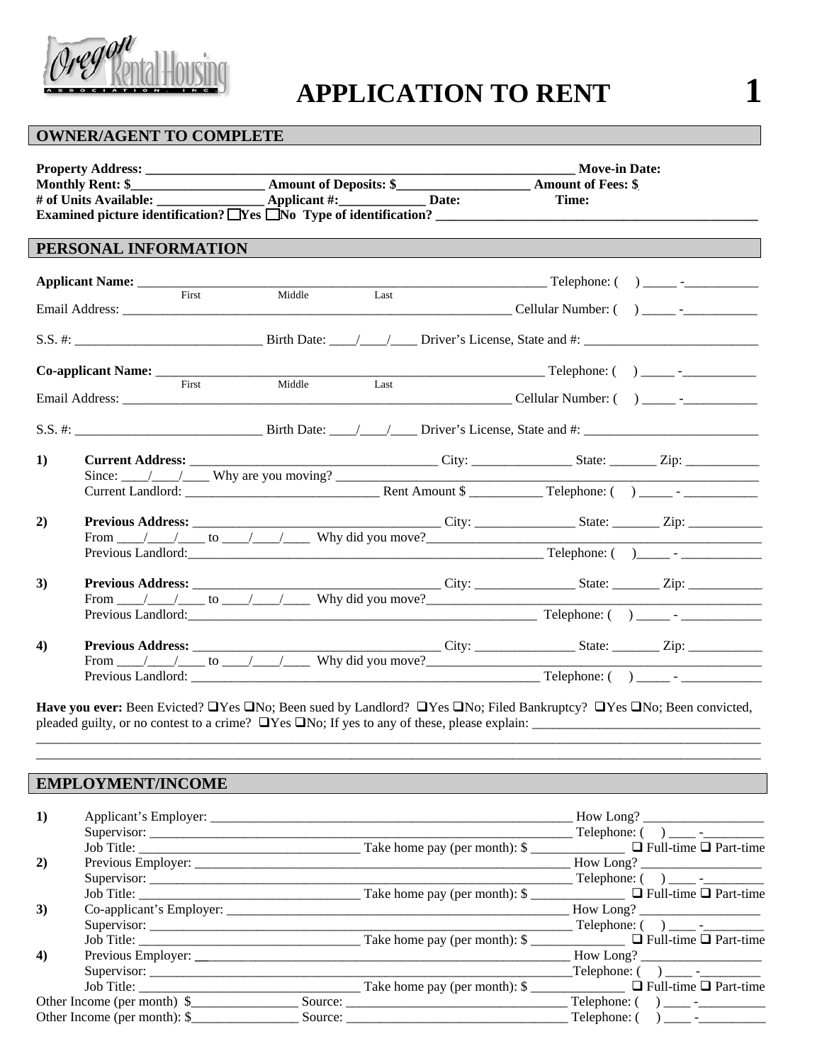Oregon Rental Housing Association, Inc.

# APPLICATION TO RENT

1

## OWNER/AGENT TO COMPLETE

**Property Address:** ______________________________________________ **Move-in Date:**
**Monthly Rent: $**__________________ **Amount of Deposits: $**__________________ **Amount of Fees: $**
**# of Units Available:** ______________ **Applicant #:**____________ **Date:** **Time:**
**Examined picture identification?** ☐Yes ☐No **Type of identification?** ______________________________________

## PERSONAL INFORMATION

**Applicant Name:** ______________________________________________ Telephone: ( ) _____ -__________
First Middle Last
Email Address: ______________________________________________ Cellular Number: ( ) _____ -__________

S.S. #: ______________________ Birth Date: ____/____/____ Driver's License, State and #: ______________________

**Co-applicant Name:** ______________________________________________ Telephone: ( ) _____ -__________
First Middle Last
Email Address: ______________________________________________ Cellular Number: ( ) _____ -__________

S.S. #: ______________________ Birth Date: ____/____/____ Driver's License, State and #: ______________________

**1)** **Current Address:** ______________________________ City: ____________ State: _______ Zip: __________
Since: ____/____/____ Why are you moving? ______________________________________________
Current Landlord: ______________________ Rent Amount $ __________ Telephone: ( ) _____ - __________

**2)** **Previous Address:** ______________________________ City: ____________ State: _______ Zip: __________
From ____/____/____ to ____/____/____ Why did you move?______________________________________
Previous Landlord:______________________________________________ Telephone: ( )_____ - __________

**3)** **Previous Address:** ______________________________ City: ____________ State: _______ Zip: __________
From ____/____/____ to ____/____/____ Why did you move?______________________________________
Previous Landlord:______________________________________________ Telephone: ( ) _____ - __________

**4)** **Previous Address:** ______________________________ City: ____________ State: _______ Zip: __________
From ____/____/____ to ____/____/____ Why did you move?______________________________________
Previous Landlord: ______________________________________________ Telephone: ( ) _____ - __________

**Have you ever:** Been Evicted? ☐Yes ☐No; Been sued by Landlord? ☐Yes ☐No; Filed Bankruptcy? ☐Yes ☐No; Been convicted, pleaded guilty, or no contest to a crime? ☐Yes ☐No; If yes to any of these, please explain: ______________________________
____________________________________________________________________________________________
____________________________________________________________________________________________

## EMPLOYMENT/INCOME

**1)** Applicant's Employer: ______________________________________________ How Long? ______________
Supervisor: ______________________________________________ Telephone: ( ) ____ -________
Job Title: __________________________ Take home pay (per month): $ ____________ ☐ Full-time ☐ Part-time

**2)** Previous Employer: ______________________________________________ How Long? ______________
Supervisor: ______________________________________________ Telephone: ( ) ____ -________
Job Title: __________________________ Take home pay (per month): $ ____________ ☐ Full-time ☐ Part-time

**3)** Co-applicant's Employer: ______________________________________________ How Long? ______________
Supervisor: ______________________________________________ Telephone: ( ) ____ -________
Job Title: __________________________ Take home pay (per month): $ ____________ ☐ Full-time ☐ Part-time

**4)** Previous Employer: ______________________________________________ How Long? ______________
Supervisor: ______________________________________________Telephone: ( ) ____ -________
Job Title: __________________________ Take home pay (per month): $ ____________ ☐ Full-time ☐ Part-time

Other Income (per month) $______________ Source: __________________________ Telephone: ( ) ____ -________
Other Income (per month): $______________ Source: __________________________ Telephone: ( ) ____ -________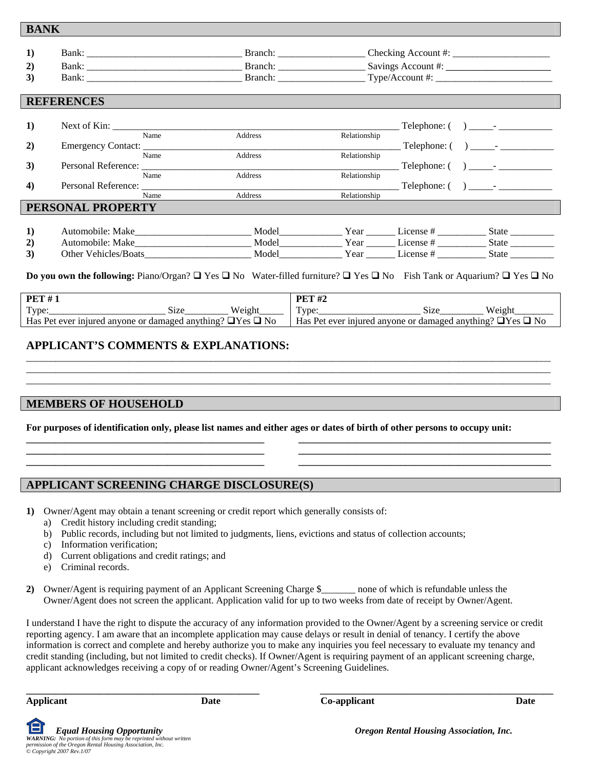## BANK

1) Bank: ______________________________ Branch: ________________ Checking Account #: ___________________

2) Bank: ______________________________ Branch: ________________ Savings Account #: ____________________

3) Bank: ______________________________ Branch: ________________ Type/Account #: ______________________

## REFERENCES

1) Next of Kin: ______________________________________________________ Telephone: (   ) _____- __________
Name    Address    Relationship

2) Emergency Contact: _________________________________________________ Telephone: (   ) _____- __________
Name    Address    Relationship

3) Personal Reference: ________________________________________________ Telephone: (   ) _____- __________
Name    Address    Relationship

4) Personal Reference: ________________________________________________ Telephone: (   ) _____- __________
Name    Address    Relationship

## PERSONAL PROPERTY

1) Automobile: Make______________________ Model____________ Year ______ License # _________ State ________

2) Automobile: Make______________________ Model____________ Year ______ License # _________ State ________

3) Other Vehicles/Boats_____________________ Model____________ Year ______ License # _________ State ________

**Do you own the following:** Piano/Organ? ❑ Yes ❑ No Water-filled furniture? ❑ Yes ❑ No Fish Tank or Aquarium? ❑ Yes ❑ No

| **PET # 1** | **PET #2** |
|---|---|
| Type:______________________ Size________ Weight_____ | Type:____________________ Size________ Weight________ |
| Has Pet ever injured anyone or damaged anything? ❑Yes ❑ No | Has Pet ever injured anyone or damaged anything? ❑Yes ❑ No |

## APPLICANT'S COMMENTS & EXPLANATIONS:

______________________________________________________________________________________________
______________________________________________________________________________________________
______________________________________________________________________________________________

## MEMBERS OF HOUSEHOLD

**For purposes of identification only, please list names and either ages or dates of birth of other persons to occupy unit:**

______________________________________________     ______________________________________________
______________________________________________     ______________________________________________
______________________________________________     ______________________________________________

## APPLICANT SCREENING CHARGE DISCLOSURE(S)

1) Owner/Agent may obtain a tenant screening or credit report which generally consists of:
   a) Credit history including credit standing;
   b) Public records, including but not limited to judgments, liens, evictions and status of collection accounts;
   c) Information verification;
   d) Current obligations and credit ratings; and
   e) Criminal records.

2) Owner/Agent is requiring payment of an Applicant Screening Charge $_______ none of which is refundable unless the Owner/Agent does not screen the applicant. Application valid for up to two weeks from date of receipt by Owner/Agent.

I understand I have the right to dispute the accuracy of any information provided to the Owner/Agent by a screening service or credit reporting agency. I am aware that an incomplete application may cause delays or result in denial of tenancy. I certify the above information is correct and complete and hereby authorize you to make any inquiries you feel necessary to evaluate my tenancy and credit standing (including, but not limited to credit checks). If Owner/Agent is requiring payment of an applicant screening charge, applicant acknowledges receiving a copy of or reading Owner/Agent's Screening Guidelines.

______________________________________________     ______________________________________________
**Applicant** **Date**     **Co-applicant** **Date**

***Equal Housing Opportunity***

***Oregon Rental Housing Association, Inc.***

*WARNING: No portion of this form may be reprinted without written permission of the Oregon Rental Housing Association, Inc.*
*© Copyright 2007 Rev.1/07*